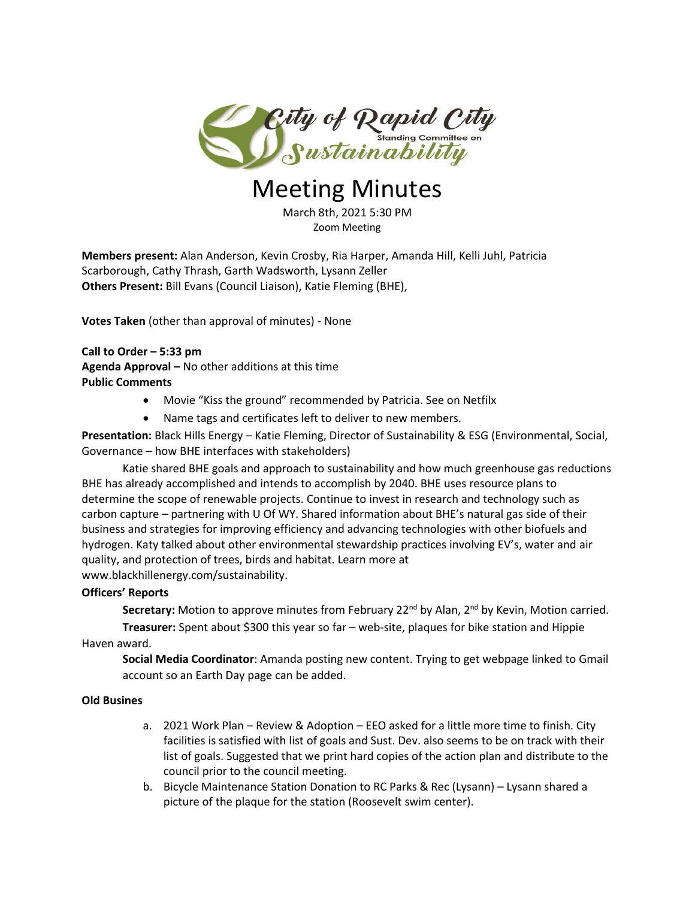City of Rapid City Standing Committee on Sustainability

# Meeting Minutes

March 8th, 2021 5:30 PM
Zoom Meeting

**Members present:** Alan Anderson, Kevin Crosby, Ria Harper, Amanda Hill, Kelli Juhl, Patricia Scarborough, Cathy Thrash, Garth Wadsworth, Lysann Zeller
**Others Present:** Bill Evans (Council Liaison), Katie Fleming (BHE),

**Votes Taken** (other than approval of minutes) - None

**Call to Order – 5:33 pm**
**Agenda Approval –** No other additions at this time
**Public Comments**

- Movie "Kiss the ground" recommended by Patricia. See on Netfilx
- Name tags and certificates left to deliver to new members.

**Presentation:** Black Hills Energy – Katie Fleming, Director of Sustainability & ESG (Environmental, Social, Governance – how BHE interfaces with stakeholders)

Katie shared BHE goals and approach to sustainability and how much greenhouse gas reductions BHE has already accomplished and intends to accomplish by 2040. BHE uses resource plans to determine the scope of renewable projects. Continue to invest in research and technology such as carbon capture – partnering with U Of WY. Shared information about BHE's natural gas side of their business and strategies for improving efficiency and advancing technologies with other biofuels and hydrogen. Katy talked about other environmental stewardship practices involving EV's, water and air quality, and protection of trees, birds and habitat. Learn more at www.blackhillenergy.com/sustainability.

**Officers' Reports**

**Secretary:** Motion to approve minutes from February 22nd by Alan, 2nd by Kevin, Motion carried.

**Treasurer:** Spent about $300 this year so far – web-site, plaques for bike station and Hippie Haven award.

**Social Media Coordinator**: Amanda posting new content. Trying to get webpage linked to Gmail account so an Earth Day page can be added.

**Old Busines**

a. 2021 Work Plan – Review & Adoption – EEO asked for a little more time to finish. City facilities is satisfied with list of goals and Sust. Dev. also seems to be on track with their list of goals. Suggested that we print hard copies of the action plan and distribute to the council prior to the council meeting.
b. Bicycle Maintenance Station Donation to RC Parks & Rec (Lysann) – Lysann shared a picture of the plaque for the station (Roosevelt swim center).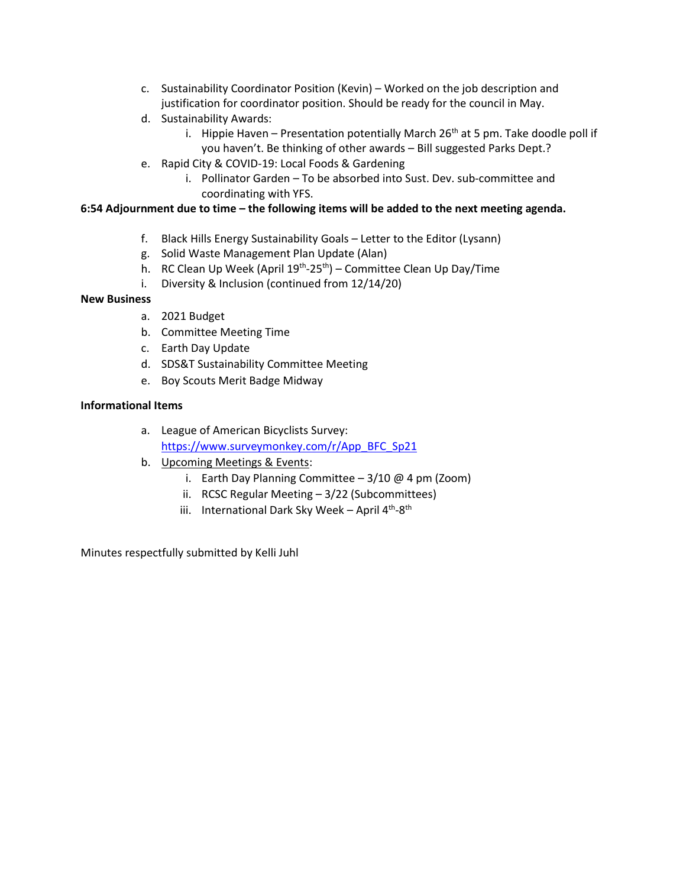c. Sustainability Coordinator Position (Kevin) – Worked on the job description and justification for coordinator position. Should be ready for the council in May.

d. Sustainability Awards:

   i. Hippie Haven – Presentation potentially March 26th at 5 pm. Take doodle poll if you haven't. Be thinking of other awards – Bill suggested Parks Dept.?

e. Rapid City & COVID-19: Local Foods & Gardening

   i. Pollinator Garden – To be absorbed into Sust. Dev. sub-committee and coordinating with YFS.

**6:54 Adjournment due to time – the following items will be added to the next meeting agenda.**

f. Black Hills Energy Sustainability Goals – Letter to the Editor (Lysann)

g. Solid Waste Management Plan Update (Alan)

h. RC Clean Up Week (April 19th-25th) – Committee Clean Up Day/Time

i. Diversity & Inclusion (continued from 12/14/20)

**New Business**

a. 2021 Budget
b. Committee Meeting Time
c. Earth Day Update
d. SDS&T Sustainability Committee Meeting
e. Boy Scouts Merit Badge Midway

**Informational Items**

a. League of American Bicyclists Survey: https://www.surveymonkey.com/r/App_BFC_Sp21

b. Upcoming Meetings & Events:

   i. Earth Day Planning Committee – 3/10 @ 4 pm (Zoom)
   ii. RCSC Regular Meeting – 3/22 (Subcommittees)
   iii. International Dark Sky Week – April 4th-8th

Minutes respectfully submitted by Kelli Juhl